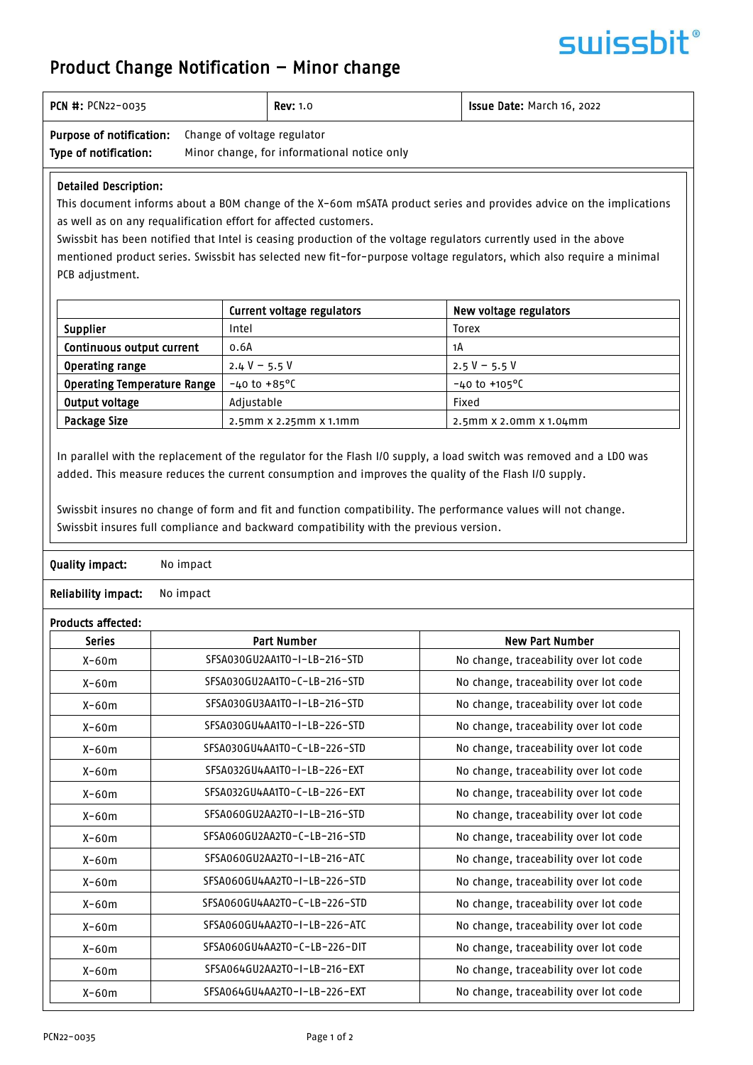# Product Change Notification – Minor change

| **PCN #:** PCN22-0035 | **Rev:** 1.0 | **Issue Date:** March 16, 2022 |
|---|---|---|

**Purpose of notification:** Change of voltage regulator
**Type of notification:** Minor change, for informational notice only

**Detailed Description:**

This document informs about a BOM change of the X-60m mSATA product series and provides advice on the implications as well as on any requalification effort for affected customers.

Swissbit has been notified that Intel is ceasing production of the voltage regulators currently used in the above mentioned product series. Swissbit has selected new fit-for-purpose voltage regulators, which also require a minimal PCB adjustment.

| | Current voltage regulators | New voltage regulators |
|---|---|---|
| **Supplier** | Intel | Torex |
| **Continuous output current** | 0.6A | 1A |
| **Operating range** | 2.4 V – 5.5 V | 2.5 V – 5.5 V |
| **Operating Temperature Range** | -40 to +85°C | -40 to +105°C |
| **Output voltage** | Adjustable | Fixed |
| **Package Size** | 2.5mm x 2.25mm x 1.1mm | 2.5mm x 2.0mm x 1.04mm |

In parallel with the replacement of the regulator for the Flash I/O supply, a load switch was removed and a LDO was added. This measure reduces the current consumption and improves the quality of the Flash I/O supply.

Swissbit insures no change of form and fit and function compatibility. The performance values will not change. Swissbit insures full compliance and backward compatibility with the previous version.

**Quality impact:** No impact

**Reliability impact:** No impact

**Products affected:**

| Series | Part Number | New Part Number |
|---|---|---|
| X-60m | SFSA030GU2AA1TO-I-LB-216-STD | No change, traceability over lot code |
| X-60m | SFSA030GU2AA1TO-C-LB-216-STD | No change, traceability over lot code |
| X-60m | SFSA030GU3AA1TO-I-LB-216-STD | No change, traceability over lot code |
| X-60m | SFSA030GU4AA1TO-I-LB-226-STD | No change, traceability over lot code |
| X-60m | SFSA030GU4AA1TO-C-LB-226-STD | No change, traceability over lot code |
| X-60m | SFSA032GU4AA1TO-I-LB-226-EXT | No change, traceability over lot code |
| X-60m | SFSA032GU4AA1TO-C-LB-226-EXT | No change, traceability over lot code |
| X-60m | SFSA060GU2AA2TO-I-LB-216-STD | No change, traceability over lot code |
| X-60m | SFSA060GU2AA2TO-C-LB-216-STD | No change, traceability over lot code |
| X-60m | SFSA060GU2AA2TO-I-LB-216-ATC | No change, traceability over lot code |
| X-60m | SFSA060GU4AA2TO-I-LB-226-STD | No change, traceability over lot code |
| X-60m | SFSA060GU4AA2TO-C-LB-226-STD | No change, traceability over lot code |
| X-60m | SFSA060GU4AA2TO-I-LB-226-ATC | No change, traceability over lot code |
| X-60m | SFSA060GU4AA2TO-C-LB-226-DIT | No change, traceability over lot code |
| X-60m | SFSA064GU2AA2TO-I-LB-216-EXT | No change, traceability over lot code |
| X-60m | SFSA064GU4AA2TO-I-LB-226-EXT | No change, traceability over lot code |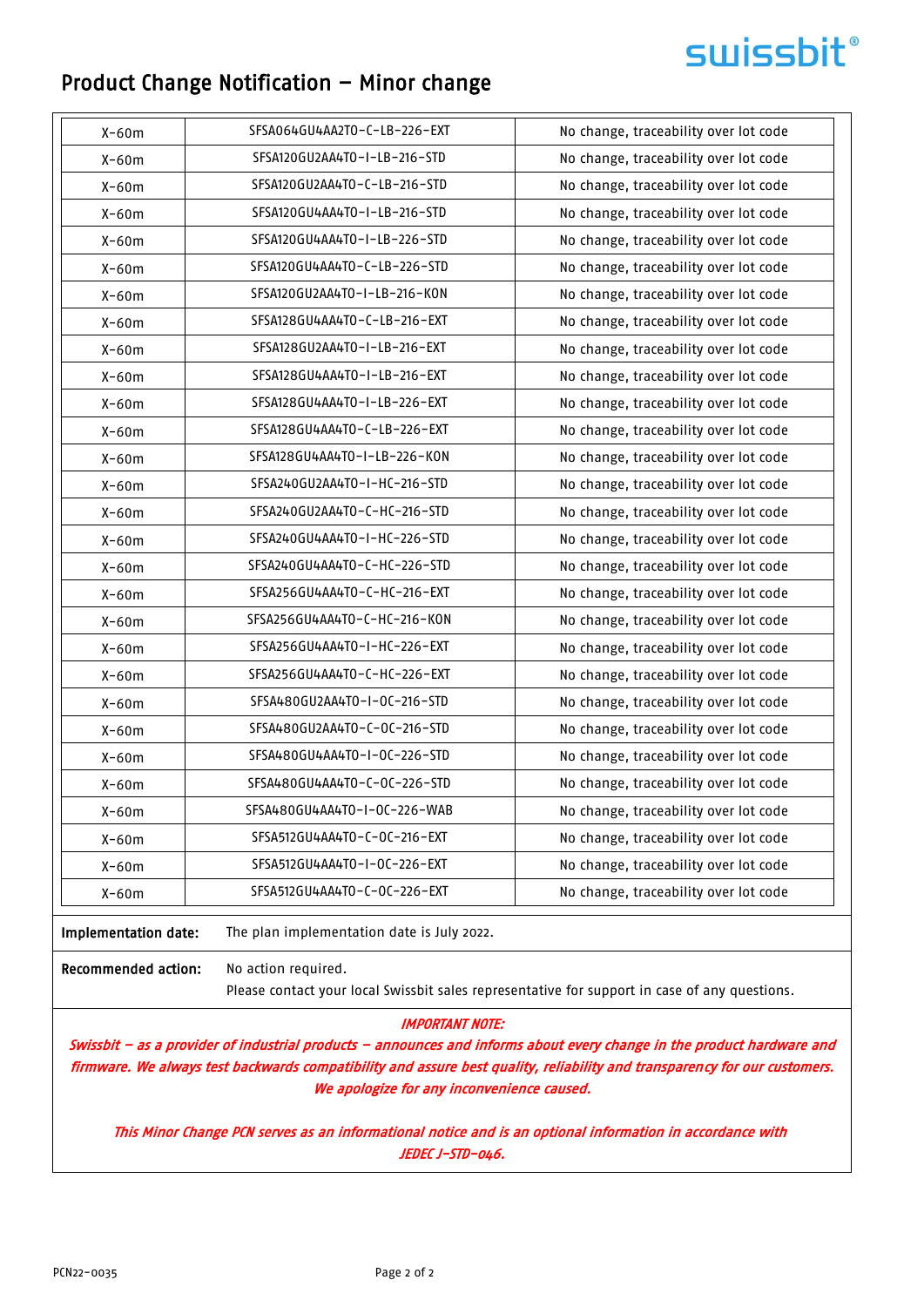# Product Change Notification – Minor change

| | | |
|---|---|---|
| X-60m | SFSA064GU4AA2TO-C-LB-226-EXT | No change, traceability over lot code |
| X-60m | SFSA120GU2AA4TO-I-LB-216-STD | No change, traceability over lot code |
| X-60m | SFSA120GU2AA4TO-C-LB-216-STD | No change, traceability over lot code |
| X-60m | SFSA120GU4AA4TO-I-LB-216-STD | No change, traceability over lot code |
| X-60m | SFSA120GU4AA4TO-I-LB-226-STD | No change, traceability over lot code |
| X-60m | SFSA120GU4AA4TO-C-LB-226-STD | No change, traceability over lot code |
| X-60m | SFSA120GU2AA4TO-I-LB-216-KON | No change, traceability over lot code |
| X-60m | SFSA128GU4AA4TO-C-LB-216-EXT | No change, traceability over lot code |
| X-60m | SFSA128GU2AA4TO-I-LB-216-EXT | No change, traceability over lot code |
| X-60m | SFSA128GU4AA4TO-I-LB-216-EXT | No change, traceability over lot code |
| X-60m | SFSA128GU4AA4TO-I-LB-226-EXT | No change, traceability over lot code |
| X-60m | SFSA128GU4AA4TO-C-LB-226-EXT | No change, traceability over lot code |
| X-60m | SFSA128GU4AA4TO-I-LB-226-KON | No change, traceability over lot code |
| X-60m | SFSA240GU2AA4TO-I-HC-216-STD | No change, traceability over lot code |
| X-60m | SFSA240GU2AA4TO-C-HC-216-STD | No change, traceability over lot code |
| X-60m | SFSA240GU4AA4TO-I-HC-226-STD | No change, traceability over lot code |
| X-60m | SFSA240GU4AA4TO-C-HC-226-STD | No change, traceability over lot code |
| X-60m | SFSA256GU4AA4TO-C-HC-216-EXT | No change, traceability over lot code |
| X-60m | SFSA256GU4AA4TO-C-HC-216-KON | No change, traceability over lot code |
| X-60m | SFSA256GU4AA4TO-I-HC-226-EXT | No change, traceability over lot code |
| X-60m | SFSA256GU4AA4TO-C-HC-226-EXT | No change, traceability over lot code |
| X-60m | SFSA480GU2AA4TO-I-OC-216-STD | No change, traceability over lot code |
| X-60m | SFSA480GU2AA4TO-C-OC-216-STD | No change, traceability over lot code |
| X-60m | SFSA480GU4AA4TO-I-OC-226-STD | No change, traceability over lot code |
| X-60m | SFSA480GU4AA4TO-C-OC-226-STD | No change, traceability over lot code |
| X-60m | SFSA480GU4AA4TO-I-OC-226-WAB | No change, traceability over lot code |
| X-60m | SFSA512GU4AA4TO-C-OC-216-EXT | No change, traceability over lot code |
| X-60m | SFSA512GU4AA4TO-I-OC-226-EXT | No change, traceability over lot code |
| X-60m | SFSA512GU4AA4TO-C-OC-226-EXT | No change, traceability over lot code |

**Implementation date:** The plan implementation date is July 2022.

**Recommended action:** No action required.
Please contact your local Swissbit sales representative for support in case of any questions.

***IMPORTANT NOTE:***

***Swissbit – as a provider of industrial products – announces and informs about every change in the product hardware and firmware. We always test backwards compatibility and assure best quality, reliability and transparency for our customers. We apologize for any inconvenience caused.***

***This Minor Change PCN serves as an informational notice and is an optional information in accordance with JEDEC J-STD-046.***

PCN22-0035